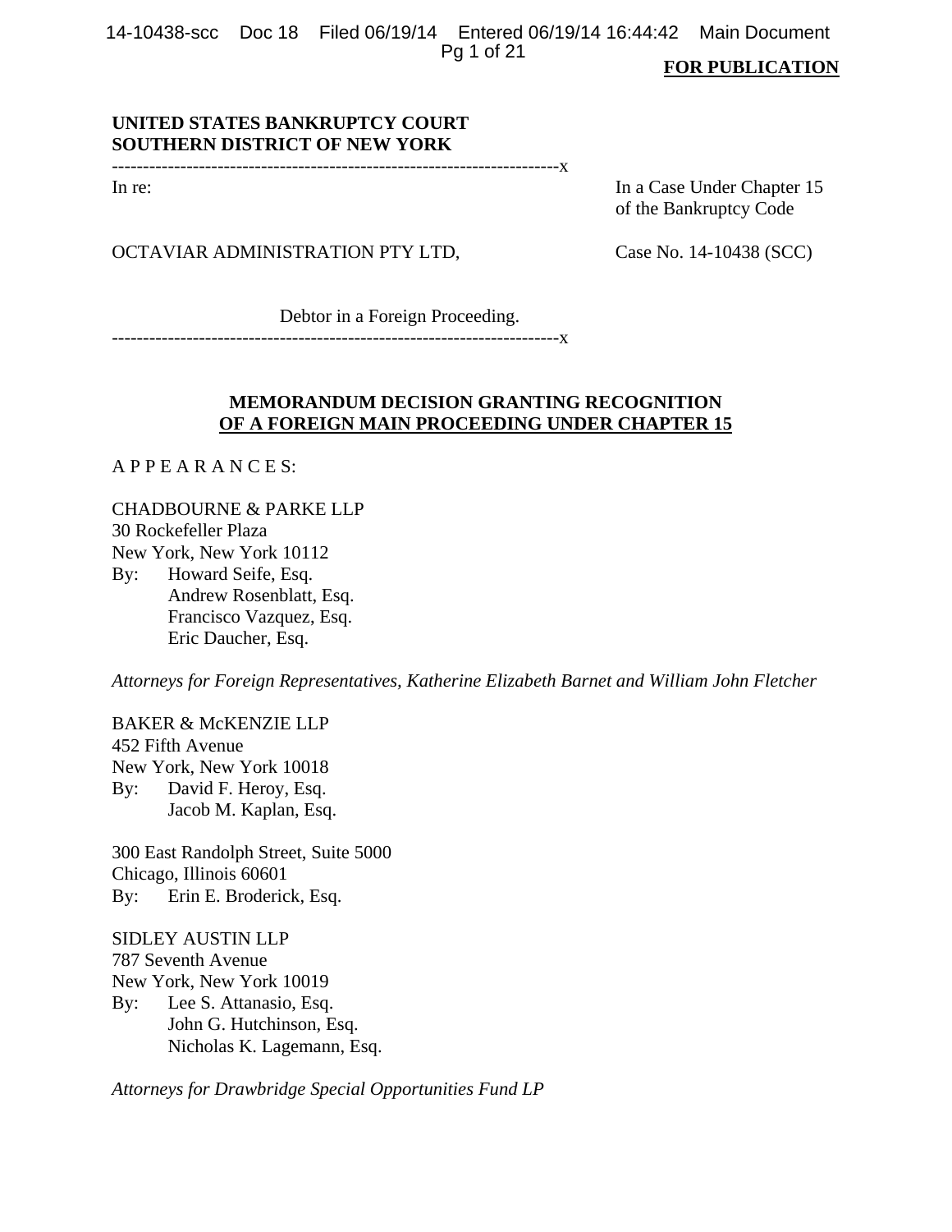**FOR PUBLICATION**

**UNITED STATES BANKRUPTCY COURT**
**SOUTHERN DISTRICT OF NEW YORK**

---------------------------------------------------------------------x

In re:

In a Case Under Chapter 15 of the Bankruptcy Code

OCTAVIAR ADMINISTRATION PTY LTD,

Case No. 14-10438 (SCC)

Debtor in a Foreign Proceeding.

---------------------------------------------------------------------x

**MEMORANDUM DECISION GRANTING RECOGNITION**
**OF A FOREIGN MAIN PROCEEDING UNDER CHAPTER 15**

A P P E A R A N C E S:

CHADBOURNE & PARKE LLP
30 Rockefeller Plaza
New York, New York 10112
By: Howard Seife, Esq.
Andrew Rosenblatt, Esq.
Francisco Vazquez, Esq.
Eric Daucher, Esq.

*Attorneys for Foreign Representatives, Katherine Elizabeth Barnet and William John Fletcher*

BAKER & McKENZIE LLP
452 Fifth Avenue
New York, New York 10018
By: David F. Heroy, Esq.
Jacob M. Kaplan, Esq.

300 East Randolph Street, Suite 5000
Chicago, Illinois 60601
By: Erin E. Broderick, Esq.

SIDLEY AUSTIN LLP
787 Seventh Avenue
New York, New York 10019
By: Lee S. Attanasio, Esq.
John G. Hutchinson, Esq.
Nicholas K. Lagemann, Esq.

*Attorneys for Drawbridge Special Opportunities Fund LP*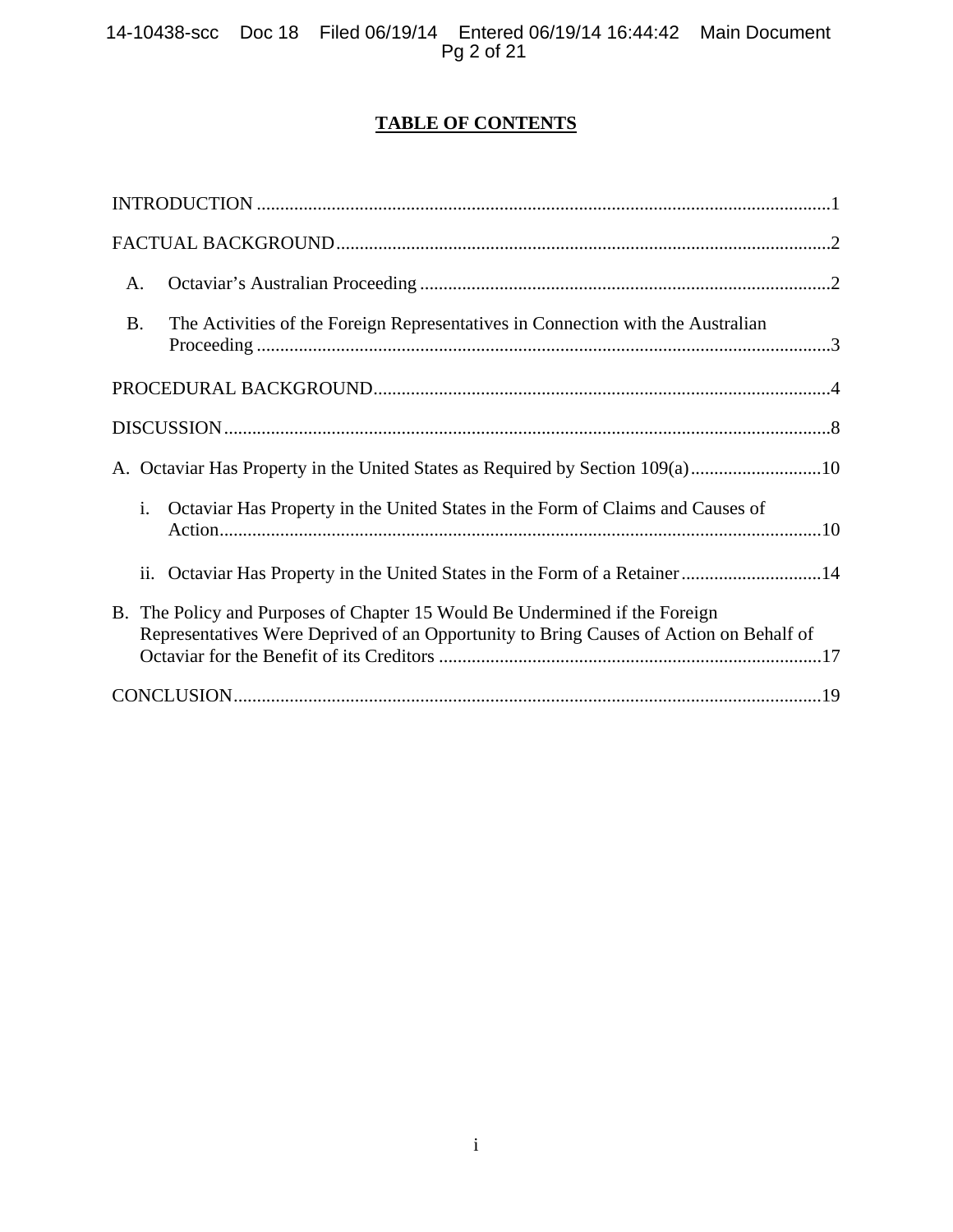# TABLE OF CONTENTS

INTRODUCTION ..........................................................................................................................1

FACTUAL BACKGROUND.........................................................................................................2

A. Octaviar's Australian Proceeding ........................................................................................2

B. The Activities of the Foreign Representatives in Connection with the Australian Proceeding ..........................................................................................................................3

PROCEDURAL BACKGROUND.................................................................................................4

DISCUSSION.................................................................................................................................8

A. Octaviar Has Property in the United States as Required by Section 109(a)............................10

i. Octaviar Has Property in the United States in the Form of Claims and Causes of Action................................................................................................................................10

ii. Octaviar Has Property in the United States in the Form of a Retainer..............................14

B. The Policy and Purposes of Chapter 15 Would Be Undermined if the Foreign Representatives Were Deprived of an Opportunity to Bring Causes of Action on Behalf of Octaviar for the Benefit of its Creditors .................................................................................17

CONCLUSION.............................................................................................................................19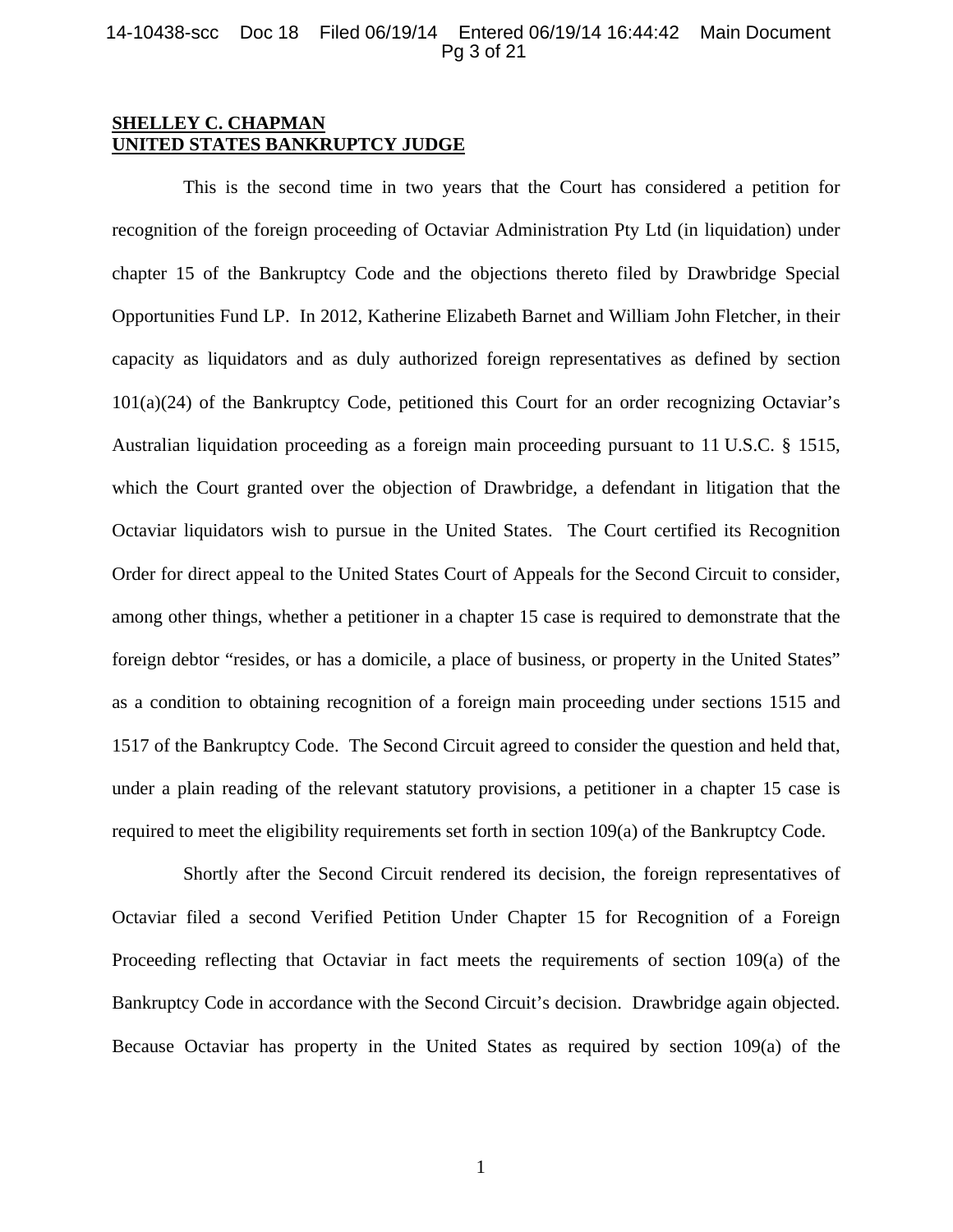**SHELLEY C. CHAPMAN**
**UNITED STATES BANKRUPTCY JUDGE**

This is the second time in two years that the Court has considered a petition for recognition of the foreign proceeding of Octaviar Administration Pty Ltd (in liquidation) under chapter 15 of the Bankruptcy Code and the objections thereto filed by Drawbridge Special Opportunities Fund LP. In 2012, Katherine Elizabeth Barnet and William John Fletcher, in their capacity as liquidators and as duly authorized foreign representatives as defined by section 101(a)(24) of the Bankruptcy Code, petitioned this Court for an order recognizing Octaviar's Australian liquidation proceeding as a foreign main proceeding pursuant to 11 U.S.C. § 1515, which the Court granted over the objection of Drawbridge, a defendant in litigation that the Octaviar liquidators wish to pursue in the United States. The Court certified its Recognition Order for direct appeal to the United States Court of Appeals for the Second Circuit to consider, among other things, whether a petitioner in a chapter 15 case is required to demonstrate that the foreign debtor "resides, or has a domicile, a place of business, or property in the United States" as a condition to obtaining recognition of a foreign main proceeding under sections 1515 and 1517 of the Bankruptcy Code. The Second Circuit agreed to consider the question and held that, under a plain reading of the relevant statutory provisions, a petitioner in a chapter 15 case is required to meet the eligibility requirements set forth in section 109(a) of the Bankruptcy Code.

Shortly after the Second Circuit rendered its decision, the foreign representatives of Octaviar filed a second Verified Petition Under Chapter 15 for Recognition of a Foreign Proceeding reflecting that Octaviar in fact meets the requirements of section 109(a) of the Bankruptcy Code in accordance with the Second Circuit's decision. Drawbridge again objected. Because Octaviar has property in the United States as required by section 109(a) of the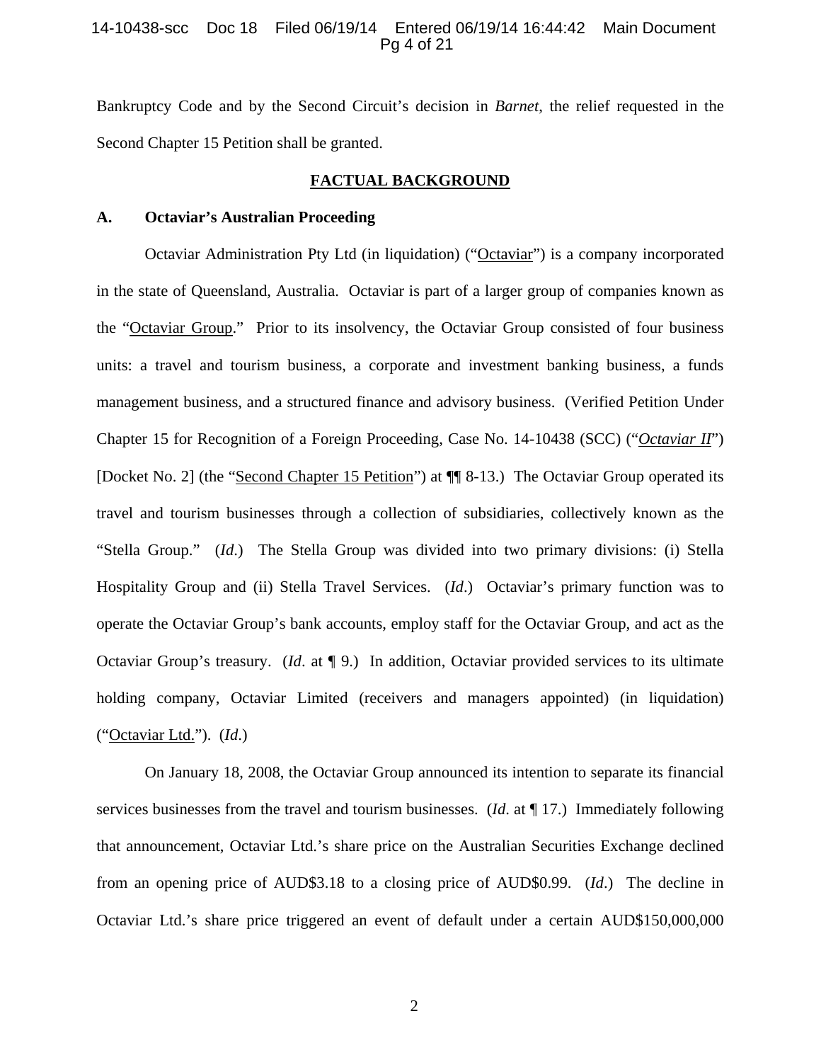Bankruptcy Code and by the Second Circuit's decision in *Barnet*, the relief requested in the Second Chapter 15 Petition shall be granted.

## FACTUAL BACKGROUND

### A. Octaviar's Australian Proceeding

Octaviar Administration Pty Ltd (in liquidation) ("Octaviar") is a company incorporated in the state of Queensland, Australia. Octaviar is part of a larger group of companies known as the "Octaviar Group." Prior to its insolvency, the Octaviar Group consisted of four business units: a travel and tourism business, a corporate and investment banking business, a funds management business, and a structured finance and advisory business. (Verified Petition Under Chapter 15 for Recognition of a Foreign Proceeding, Case No. 14-10438 (SCC) ("*Octaviar II*") [Docket No. 2] (the "Second Chapter 15 Petition") at ¶¶ 8-13.) The Octaviar Group operated its travel and tourism businesses through a collection of subsidiaries, collectively known as the "Stella Group." (*Id*.) The Stella Group was divided into two primary divisions: (i) Stella Hospitality Group and (ii) Stella Travel Services. (*Id*.) Octaviar's primary function was to operate the Octaviar Group's bank accounts, employ staff for the Octaviar Group, and act as the Octaviar Group's treasury. (*Id*. at ¶ 9.) In addition, Octaviar provided services to its ultimate holding company, Octaviar Limited (receivers and managers appointed) (in liquidation) ("Octaviar Ltd."). (*Id*.)

On January 18, 2008, the Octaviar Group announced its intention to separate its financial services businesses from the travel and tourism businesses. (*Id*. at ¶ 17.) Immediately following that announcement, Octaviar Ltd.'s share price on the Australian Securities Exchange declined from an opening price of AUD$3.18 to a closing price of AUD$0.99. (*Id*.) The decline in Octaviar Ltd.'s share price triggered an event of default under a certain AUD$150,000,000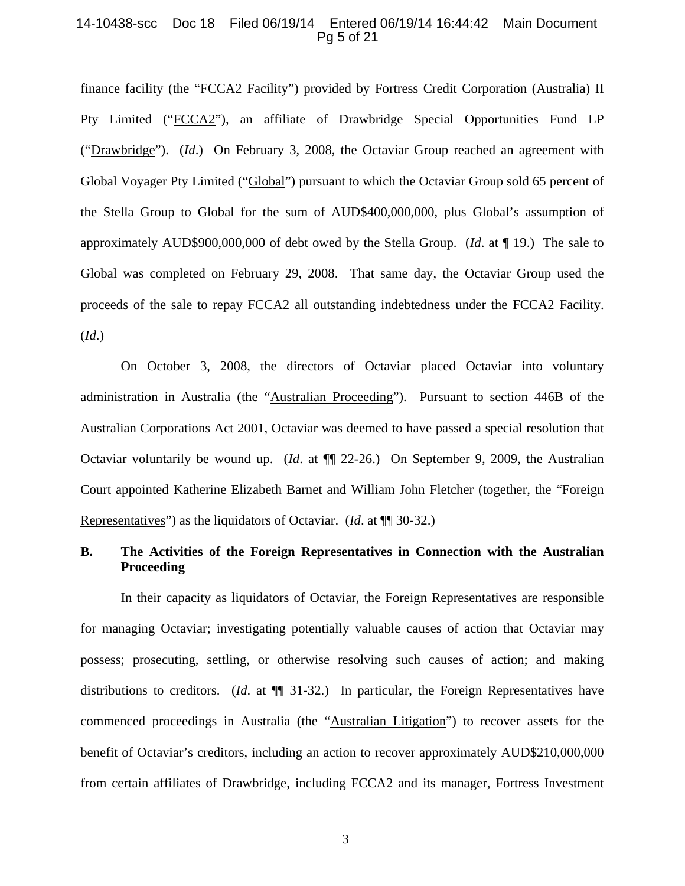finance facility (the "FCCA2 Facility") provided by Fortress Credit Corporation (Australia) II Pty Limited ("FCCA2"), an affiliate of Drawbridge Special Opportunities Fund LP ("Drawbridge"). (*Id*.) On February 3, 2008, the Octaviar Group reached an agreement with Global Voyager Pty Limited ("Global") pursuant to which the Octaviar Group sold 65 percent of the Stella Group to Global for the sum of AUD$400,000,000, plus Global's assumption of approximately AUD$900,000,000 of debt owed by the Stella Group. (*Id*. at ¶ 19.) The sale to Global was completed on February 29, 2008. That same day, the Octaviar Group used the proceeds of the sale to repay FCCA2 all outstanding indebtedness under the FCCA2 Facility. (*Id*.)

On October 3, 2008, the directors of Octaviar placed Octaviar into voluntary administration in Australia (the "Australian Proceeding"). Pursuant to section 446B of the Australian Corporations Act 2001, Octaviar was deemed to have passed a special resolution that Octaviar voluntarily be wound up. (*Id*. at ¶¶ 22-26.) On September 9, 2009, the Australian Court appointed Katherine Elizabeth Barnet and William John Fletcher (together, the "Foreign Representatives") as the liquidators of Octaviar. (*Id*. at ¶¶ 30-32.)

## B. The Activities of the Foreign Representatives in Connection with the Australian Proceeding

In their capacity as liquidators of Octaviar, the Foreign Representatives are responsible for managing Octaviar; investigating potentially valuable causes of action that Octaviar may possess; prosecuting, settling, or otherwise resolving such causes of action; and making distributions to creditors. (*Id.* at ¶¶ 31-32.) In particular, the Foreign Representatives have commenced proceedings in Australia (the "Australian Litigation") to recover assets for the benefit of Octaviar's creditors, including an action to recover approximately AUD$210,000,000 from certain affiliates of Drawbridge, including FCCA2 and its manager, Fortress Investment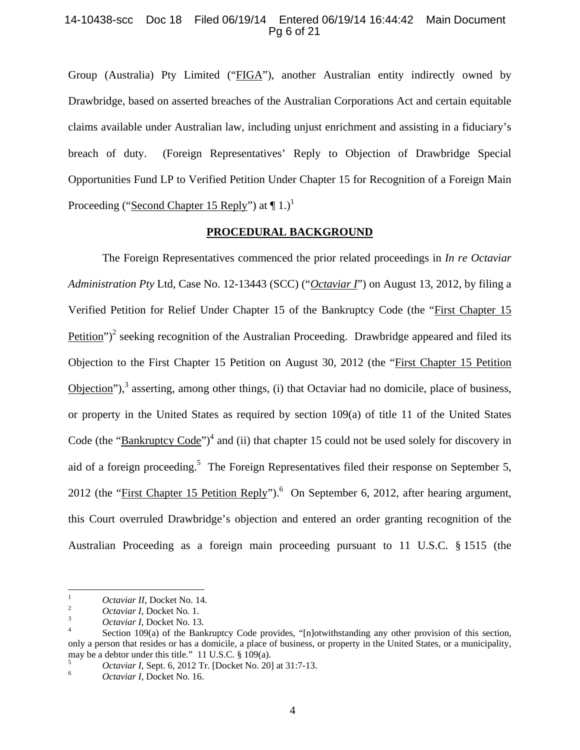Group (Australia) Pty Limited ("FIGA"), another Australian entity indirectly owned by Drawbridge, based on asserted breaches of the Australian Corporations Act and certain equitable claims available under Australian law, including unjust enrichment and assisting in a fiduciary's breach of duty. (Foreign Representatives' Reply to Objection of Drawbridge Special Opportunities Fund LP to Verified Petition Under Chapter 15 for Recognition of a Foreign Main Proceeding ("Second Chapter 15 Reply") at ¶ 1.)[1]

**PROCEDURAL BACKGROUND**

The Foreign Representatives commenced the prior related proceedings in *In re Octaviar Administration Pty* Ltd, Case No. 12-13443 (SCC) ("*Octaviar I*") on August 13, 2012, by filing a Verified Petition for Relief Under Chapter 15 of the Bankruptcy Code (the "First Chapter 15 Petition")[2] seeking recognition of the Australian Proceeding. Drawbridge appeared and filed its Objection to the First Chapter 15 Petition on August 30, 2012 (the "First Chapter 15 Petition Objection"),[3] asserting, among other things, (i) that Octaviar had no domicile, place of business, or property in the United States as required by section 109(a) of title 11 of the United States Code (the "Bankruptcy Code")[4] and (ii) that chapter 15 could not be used solely for discovery in aid of a foreign proceeding.[5] The Foreign Representatives filed their response on September 5, 2012 (the "First Chapter 15 Petition Reply").[6] On September 6, 2012, after hearing argument, this Court overruled Drawbridge's objection and entered an order granting recognition of the Australian Proceeding as a foreign main proceeding pursuant to 11 U.S.C. § 1515 (the

---

[1] *Octaviar II*, Docket No. 14.

[2] *Octaviar I*, Docket No. 1.

[3] *Octaviar I*, Docket No. 13.

[4] Section 109(a) of the Bankruptcy Code provides, "[n]otwithstanding any other provision of this section, only a person that resides or has a domicile, a place of business, or property in the United States, or a municipality, may be a debtor under this title." 11 U.S.C. § 109(a).

[5] *Octaviar I*, Sept. 6, 2012 Tr. [Docket No. 20] at 31:7-13.

[6] *Octaviar I*, Docket No. 16.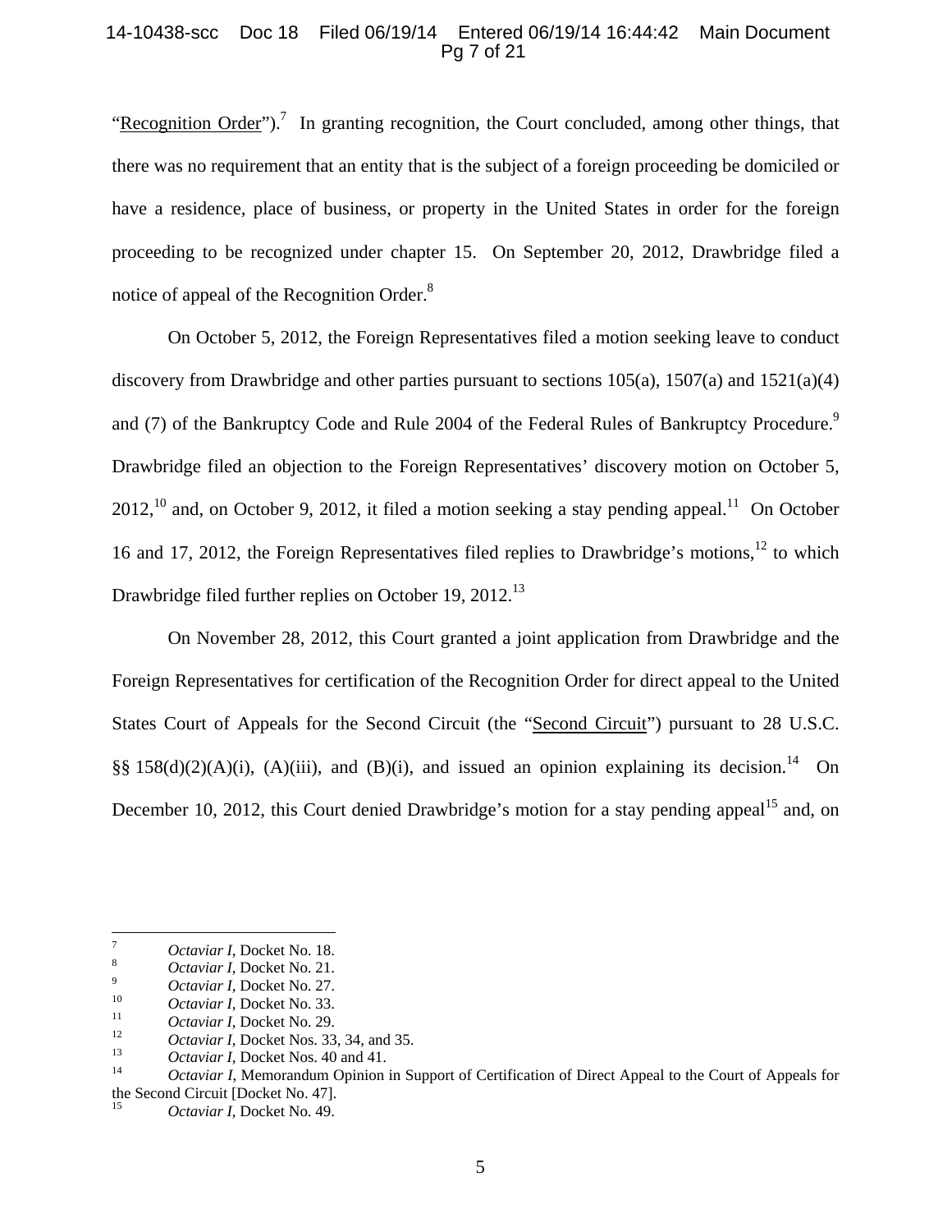"Recognition Order").[7] In granting recognition, the Court concluded, among other things, that there was no requirement that an entity that is the subject of a foreign proceeding be domiciled or have a residence, place of business, or property in the United States in order for the foreign proceeding to be recognized under chapter 15. On September 20, 2012, Drawbridge filed a notice of appeal of the Recognition Order.[8]

On October 5, 2012, the Foreign Representatives filed a motion seeking leave to conduct discovery from Drawbridge and other parties pursuant to sections 105(a), 1507(a) and 1521(a)(4) and (7) of the Bankruptcy Code and Rule 2004 of the Federal Rules of Bankruptcy Procedure.[9] Drawbridge filed an objection to the Foreign Representatives' discovery motion on October 5, 2012,[10] and, on October 9, 2012, it filed a motion seeking a stay pending appeal.[11] On October 16 and 17, 2012, the Foreign Representatives filed replies to Drawbridge's motions,[12] to which Drawbridge filed further replies on October 19, 2012.[13]

On November 28, 2012, this Court granted a joint application from Drawbridge and the Foreign Representatives for certification of the Recognition Order for direct appeal to the United States Court of Appeals for the Second Circuit (the "Second Circuit") pursuant to 28 U.S.C. §§ 158(d)(2)(A)(i), (A)(iii), and (B)(i), and issued an opinion explaining its decision.[14] On December 10, 2012, this Court denied Drawbridge's motion for a stay pending appeal[15] and, on

---

[7] *Octaviar I*, Docket No. 18.

[8] *Octaviar I*, Docket No. 21.

[9] *Octaviar I*, Docket No. 27.

[10] *Octaviar I*, Docket No. 33.

[11] *Octaviar I*, Docket No. 29.

[12] *Octaviar I*, Docket Nos. 33, 34, and 35.

[13] *Octaviar I*, Docket Nos. 40 and 41.

[14] *Octaviar I*, Memorandum Opinion in Support of Certification of Direct Appeal to the Court of Appeals for the Second Circuit [Docket No. 47].

[15] *Octaviar I*, Docket No. 49.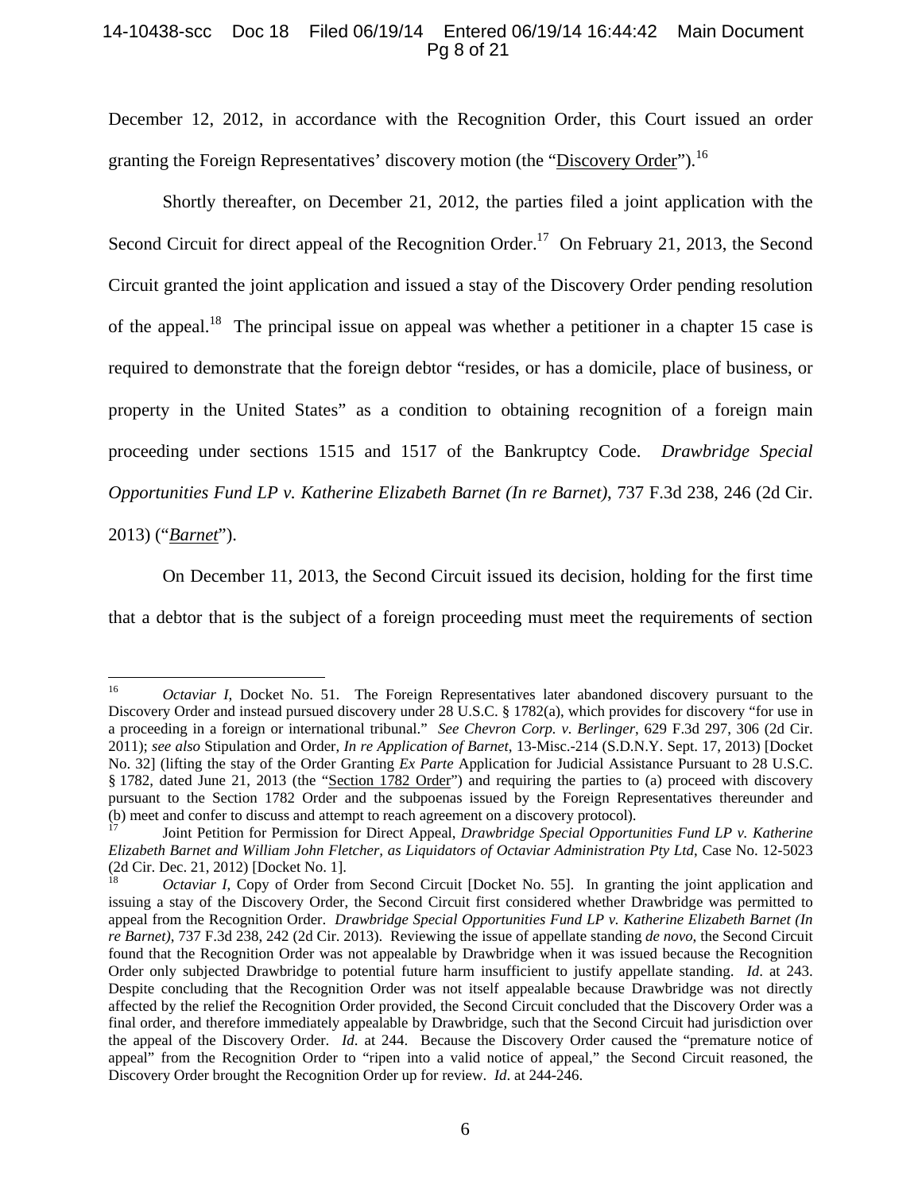December 12, 2012, in accordance with the Recognition Order, this Court issued an order granting the Foreign Representatives' discovery motion (the "Discovery Order").[16]

Shortly thereafter, on December 21, 2012, the parties filed a joint application with the Second Circuit for direct appeal of the Recognition Order.[17] On February 21, 2013, the Second Circuit granted the joint application and issued a stay of the Discovery Order pending resolution of the appeal.[18] The principal issue on appeal was whether a petitioner in a chapter 15 case is required to demonstrate that the foreign debtor "resides, or has a domicile, place of business, or property in the United States" as a condition to obtaining recognition of a foreign main proceeding under sections 1515 and 1517 of the Bankruptcy Code. *Drawbridge Special Opportunities Fund LP v. Katherine Elizabeth Barnet (In re Barnet)*, 737 F.3d 238, 246 (2d Cir. 2013) ("*Barnet*").

On December 11, 2013, the Second Circuit issued its decision, holding for the first time that a debtor that is the subject of a foreign proceeding must meet the requirements of section

---

[16] *Octaviar I*, Docket No. 51. The Foreign Representatives later abandoned discovery pursuant to the Discovery Order and instead pursued discovery under 28 U.S.C. § 1782(a), which provides for discovery "for use in a proceeding in a foreign or international tribunal." *See Chevron Corp. v. Berlinger*, 629 F.3d 297, 306 (2d Cir. 2011); *see also* Stipulation and Order, *In re Application of Barnet*, 13-Misc.-214 (S.D.N.Y. Sept. 17, 2013) [Docket No. 32] (lifting the stay of the Order Granting *Ex Parte* Application for Judicial Assistance Pursuant to 28 U.S.C. § 1782, dated June 21, 2013 (the "Section 1782 Order") and requiring the parties to (a) proceed with discovery pursuant to the Section 1782 Order and the subpoenas issued by the Foreign Representatives thereunder and (b) meet and confer to discuss and attempt to reach agreement on a discovery protocol).

[17] Joint Petition for Permission for Direct Appeal, *Drawbridge Special Opportunities Fund LP v. Katherine Elizabeth Barnet and William John Fletcher, as Liquidators of Octaviar Administration Pty Ltd*, Case No. 12-5023 (2d Cir. Dec. 21, 2012) [Docket No. 1].

[18] *Octaviar I*, Copy of Order from Second Circuit [Docket No. 55]. In granting the joint application and issuing a stay of the Discovery Order, the Second Circuit first considered whether Drawbridge was permitted to appeal from the Recognition Order. *Drawbridge Special Opportunities Fund LP v. Katherine Elizabeth Barnet (In re Barnet)*, 737 F.3d 238, 242 (2d Cir. 2013). Reviewing the issue of appellate standing *de novo*, the Second Circuit found that the Recognition Order was not appealable by Drawbridge when it was issued because the Recognition Order only subjected Drawbridge to potential future harm insufficient to justify appellate standing. *Id*. at 243. Despite concluding that the Recognition Order was not itself appealable because Drawbridge was not directly affected by the relief the Recognition Order provided, the Second Circuit concluded that the Discovery Order was a final order, and therefore immediately appealable by Drawbridge, such that the Second Circuit had jurisdiction over the appeal of the Discovery Order. *Id*. at 244. Because the Discovery Order caused the "premature notice of appeal" from the Recognition Order to "ripen into a valid notice of appeal," the Second Circuit reasoned, the Discovery Order brought the Recognition Order up for review. *Id*. at 244-246.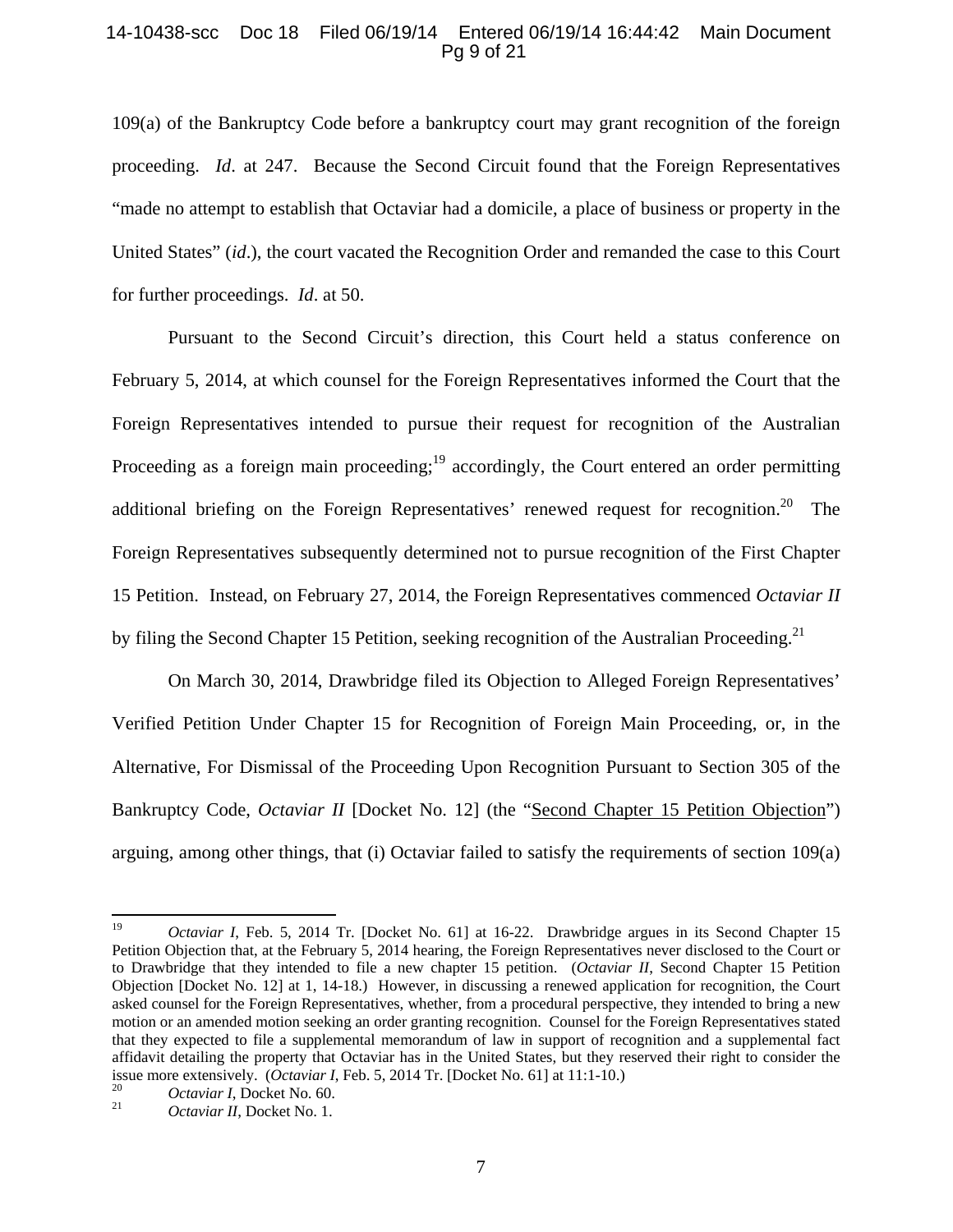109(a) of the Bankruptcy Code before a bankruptcy court may grant recognition of the foreign proceeding. *Id*. at 247. Because the Second Circuit found that the Foreign Representatives "made no attempt to establish that Octaviar had a domicile, a place of business or property in the United States" (*id*.), the court vacated the Recognition Order and remanded the case to this Court for further proceedings. *Id*. at 50.

Pursuant to the Second Circuit's direction, this Court held a status conference on February 5, 2014, at which counsel for the Foreign Representatives informed the Court that the Foreign Representatives intended to pursue their request for recognition of the Australian Proceeding as a foreign main proceeding;[19] accordingly, the Court entered an order permitting additional briefing on the Foreign Representatives' renewed request for recognition.[20] The Foreign Representatives subsequently determined not to pursue recognition of the First Chapter 15 Petition. Instead, on February 27, 2014, the Foreign Representatives commenced *Octaviar II* by filing the Second Chapter 15 Petition, seeking recognition of the Australian Proceeding.[21]

On March 30, 2014, Drawbridge filed its Objection to Alleged Foreign Representatives' Verified Petition Under Chapter 15 for Recognition of Foreign Main Proceeding, or, in the Alternative, For Dismissal of the Proceeding Upon Recognition Pursuant to Section 305 of the Bankruptcy Code, *Octaviar II* [Docket No. 12] (the "Second Chapter 15 Petition Objection") arguing, among other things, that (i) Octaviar failed to satisfy the requirements of section 109(a)

---

[19] *Octaviar I*, Feb. 5, 2014 Tr. [Docket No. 61] at 16-22. Drawbridge argues in its Second Chapter 15 Petition Objection that, at the February 5, 2014 hearing, the Foreign Representatives never disclosed to the Court or to Drawbridge that they intended to file a new chapter 15 petition. (*Octaviar II*, Second Chapter 15 Petition Objection [Docket No. 12] at 1, 14-18.) However, in discussing a renewed application for recognition, the Court asked counsel for the Foreign Representatives, whether, from a procedural perspective, they intended to bring a new motion or an amended motion seeking an order granting recognition. Counsel for the Foreign Representatives stated that they expected to file a supplemental memorandum of law in support of recognition and a supplemental fact affidavit detailing the property that Octaviar has in the United States, but they reserved their right to consider the issue more extensively. (*Octaviar I*, Feb. 5, 2014 Tr. [Docket No. 61] at 11:1-10.)

[20] *Octaviar I*, Docket No. 60.

[21] *Octaviar II*, Docket No. 1.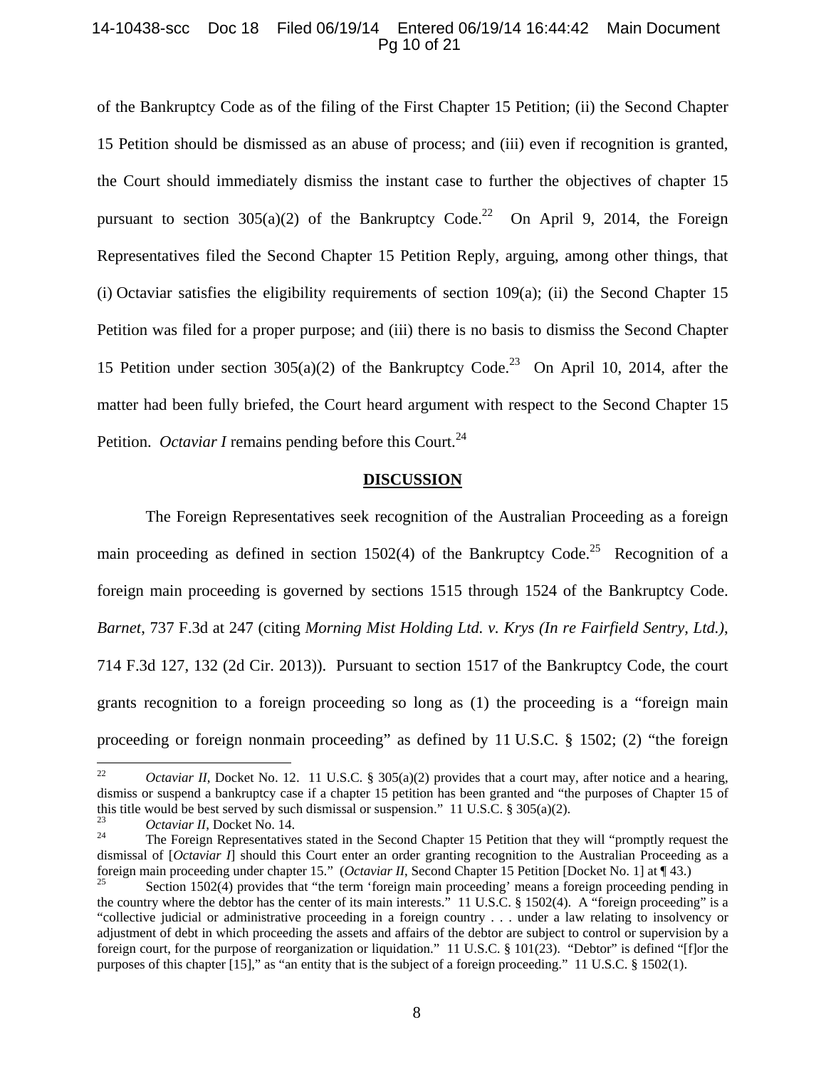of the Bankruptcy Code as of the filing of the First Chapter 15 Petition; (ii) the Second Chapter 15 Petition should be dismissed as an abuse of process; and (iii) even if recognition is granted, the Court should immediately dismiss the instant case to further the objectives of chapter 15 pursuant to section 305(a)(2) of the Bankruptcy Code.[22] On April 9, 2014, the Foreign Representatives filed the Second Chapter 15 Petition Reply, arguing, among other things, that (i) Octaviar satisfies the eligibility requirements of section 109(a); (ii) the Second Chapter 15 Petition was filed for a proper purpose; and (iii) there is no basis to dismiss the Second Chapter 15 Petition under section 305(a)(2) of the Bankruptcy Code.[23] On April 10, 2014, after the matter had been fully briefed, the Court heard argument with respect to the Second Chapter 15 Petition. *Octaviar I* remains pending before this Court.[24]

## DISCUSSION

The Foreign Representatives seek recognition of the Australian Proceeding as a foreign main proceeding as defined in section 1502(4) of the Bankruptcy Code.[25] Recognition of a foreign main proceeding is governed by sections 1515 through 1524 of the Bankruptcy Code. *Barnet*, 737 F.3d at 247 (citing *Morning Mist Holding Ltd. v. Krys (In re Fairfield Sentry, Ltd.)*, 714 F.3d 127, 132 (2d Cir. 2013)). Pursuant to section 1517 of the Bankruptcy Code, the court grants recognition to a foreign proceeding so long as (1) the proceeding is a "foreign main proceeding or foreign nonmain proceeding" as defined by 11 U.S.C. § 1502; (2) "the foreign

---

[22] *Octaviar II*, Docket No. 12. 11 U.S.C. § 305(a)(2) provides that a court may, after notice and a hearing, dismiss or suspend a bankruptcy case if a chapter 15 petition has been granted and "the purposes of Chapter 15 of this title would be best served by such dismissal or suspension." 11 U.S.C. § 305(a)(2).

[23] *Octaviar II*, Docket No. 14.

[24] The Foreign Representatives stated in the Second Chapter 15 Petition that they will "promptly request the dismissal of [*Octaviar I*] should this Court enter an order granting recognition to the Australian Proceeding as a foreign main proceeding under chapter 15." (*Octaviar II*, Second Chapter 15 Petition [Docket No. 1] at ¶ 43.)

[25] Section 1502(4) provides that "the term 'foreign main proceeding' means a foreign proceeding pending in the country where the debtor has the center of its main interests." 11 U.S.C. § 1502(4). A "foreign proceeding" is a "collective judicial or administrative proceeding in a foreign country . . . under a law relating to insolvency or adjustment of debt in which proceeding the assets and affairs of the debtor are subject to control or supervision by a foreign court, for the purpose of reorganization or liquidation." 11 U.S.C. § 101(23). "Debtor" is defined "[f]or the purposes of this chapter [15]," as "an entity that is the subject of a foreign proceeding." 11 U.S.C. § 1502(1).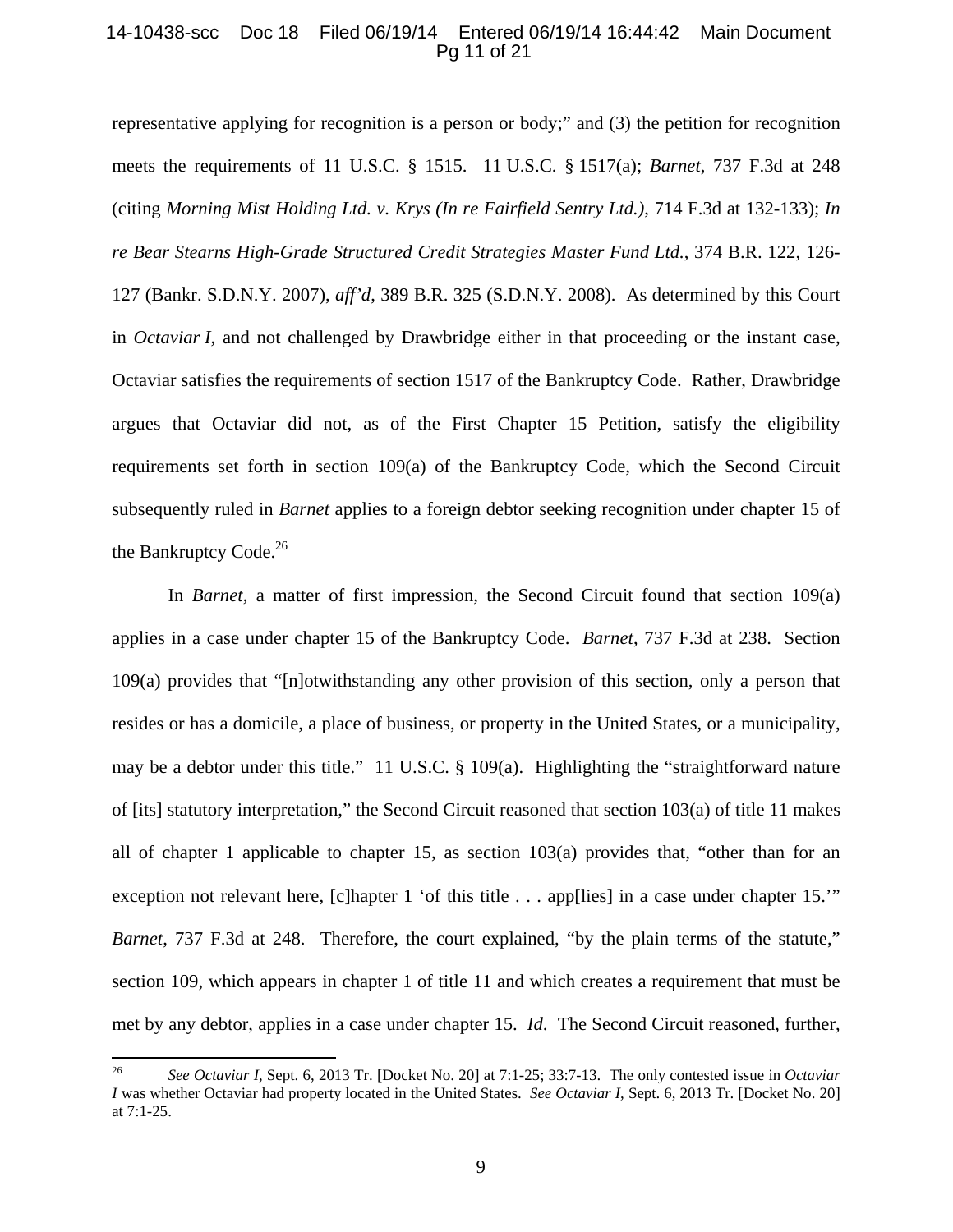representative applying for recognition is a person or body;" and (3) the petition for recognition meets the requirements of 11 U.S.C. § 1515. 11 U.S.C. § 1517(a); *Barnet*, 737 F.3d at 248 (citing *Morning Mist Holding Ltd. v. Krys (In re Fairfield Sentry Ltd.)*, 714 F.3d at 132-133); *In re Bear Stearns High-Grade Structured Credit Strategies Master Fund Ltd.*, 374 B.R. 122, 126-127 (Bankr. S.D.N.Y. 2007), *aff'd*, 389 B.R. 325 (S.D.N.Y. 2008). As determined by this Court in *Octaviar I*, and not challenged by Drawbridge either in that proceeding or the instant case, Octaviar satisfies the requirements of section 1517 of the Bankruptcy Code. Rather, Drawbridge argues that Octaviar did not, as of the First Chapter 15 Petition, satisfy the eligibility requirements set forth in section 109(a) of the Bankruptcy Code, which the Second Circuit subsequently ruled in *Barnet* applies to a foreign debtor seeking recognition under chapter 15 of the Bankruptcy Code.[26]

In *Barnet*, a matter of first impression, the Second Circuit found that section 109(a) applies in a case under chapter 15 of the Bankruptcy Code. *Barnet*, 737 F.3d at 238. Section 109(a) provides that "[n]otwithstanding any other provision of this section, only a person that resides or has a domicile, a place of business, or property in the United States, or a municipality, may be a debtor under this title." 11 U.S.C. § 109(a). Highlighting the "straightforward nature of [its] statutory interpretation," the Second Circuit reasoned that section 103(a) of title 11 makes all of chapter 1 applicable to chapter 15, as section 103(a) provides that, "other than for an exception not relevant here, [c]hapter 1 'of this title . . . app[lies] in a case under chapter 15.'" *Barnet*, 737 F.3d at 248. Therefore, the court explained, "by the plain terms of the statute," section 109, which appears in chapter 1 of title 11 and which creates a requirement that must be met by any debtor, applies in a case under chapter 15. *Id*. The Second Circuit reasoned, further,

---

[26] *See Octaviar I*, Sept. 6, 2013 Tr. [Docket No. 20] at 7:1-25; 33:7-13. The only contested issue in *Octaviar I* was whether Octaviar had property located in the United States. *See Octaviar I*, Sept. 6, 2013 Tr. [Docket No. 20] at 7:1-25.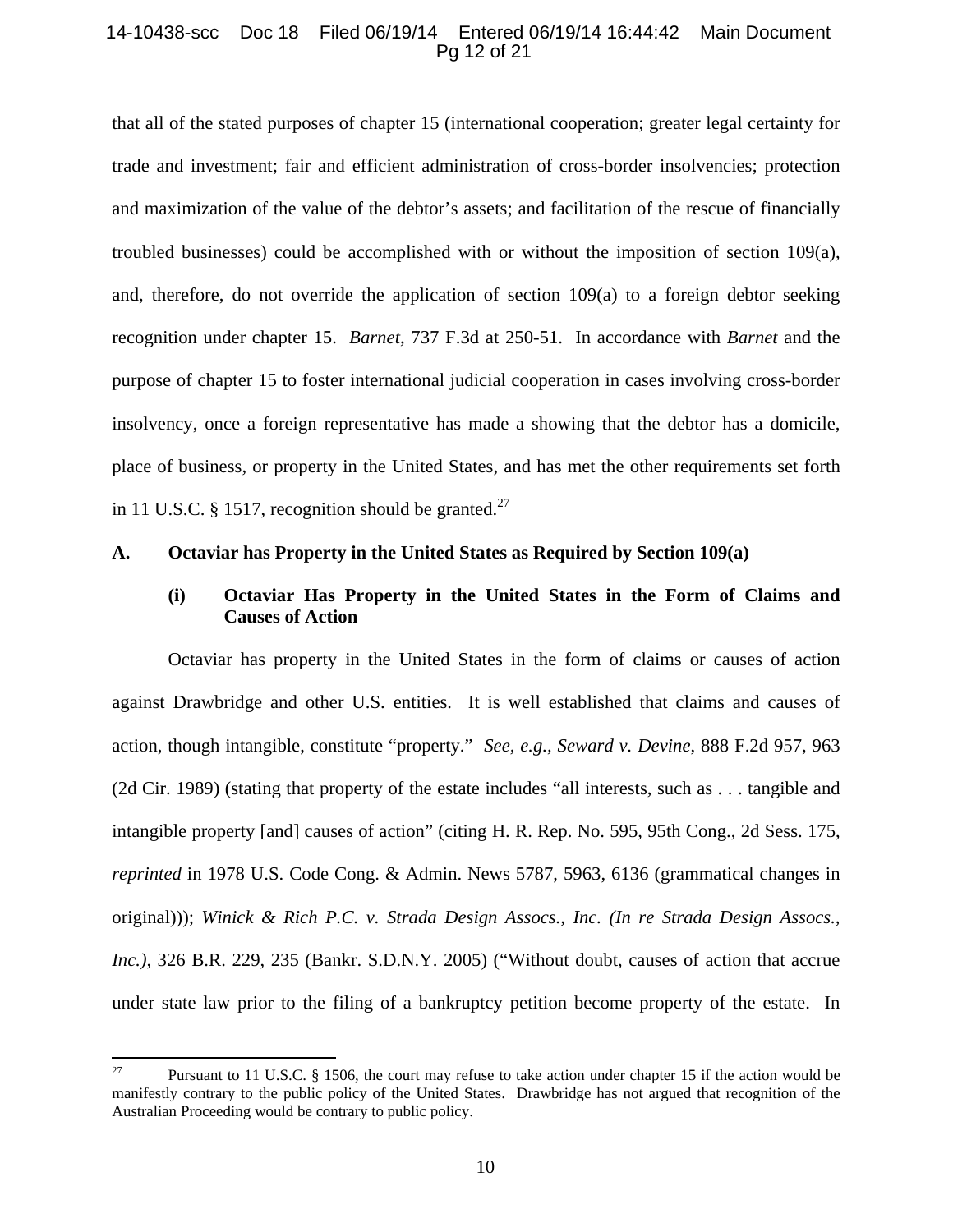that all of the stated purposes of chapter 15 (international cooperation; greater legal certainty for trade and investment; fair and efficient administration of cross-border insolvencies; protection and maximization of the value of the debtor's assets; and facilitation of the rescue of financially troubled businesses) could be accomplished with or without the imposition of section 109(a), and, therefore, do not override the application of section 109(a) to a foreign debtor seeking recognition under chapter 15. *Barnet*, 737 F.3d at 250-51. In accordance with *Barnet* and the purpose of chapter 15 to foster international judicial cooperation in cases involving cross-border insolvency, once a foreign representative has made a showing that the debtor has a domicile, place of business, or property in the United States, and has met the other requirements set forth in 11 U.S.C. § 1517, recognition should be granted.[27]

### A. Octaviar has Property in the United States as Required by Section 109(a)

#### (i) Octaviar Has Property in the United States in the Form of Claims and Causes of Action

Octaviar has property in the United States in the form of claims or causes of action against Drawbridge and other U.S. entities. It is well established that claims and causes of action, though intangible, constitute "property." *See, e.g., Seward v. Devine*, 888 F.2d 957, 963 (2d Cir. 1989) (stating that property of the estate includes "all interests, such as . . . tangible and intangible property [and] causes of action" (citing H. R. Rep. No. 595, 95th Cong., 2d Sess. 175, *reprinted* in 1978 U.S. Code Cong. & Admin. News 5787, 5963, 6136 (grammatical changes in original))); *Winick & Rich P.C. v. Strada Design Assocs., Inc. (In re Strada Design Assocs., Inc.)*, 326 B.R. 229, 235 (Bankr. S.D.N.Y. 2005) ("Without doubt, causes of action that accrue under state law prior to the filing of a bankruptcy petition become property of the estate. In

---

[27] Pursuant to 11 U.S.C. § 1506, the court may refuse to take action under chapter 15 if the action would be manifestly contrary to the public policy of the United States. Drawbridge has not argued that recognition of the Australian Proceeding would be contrary to public policy.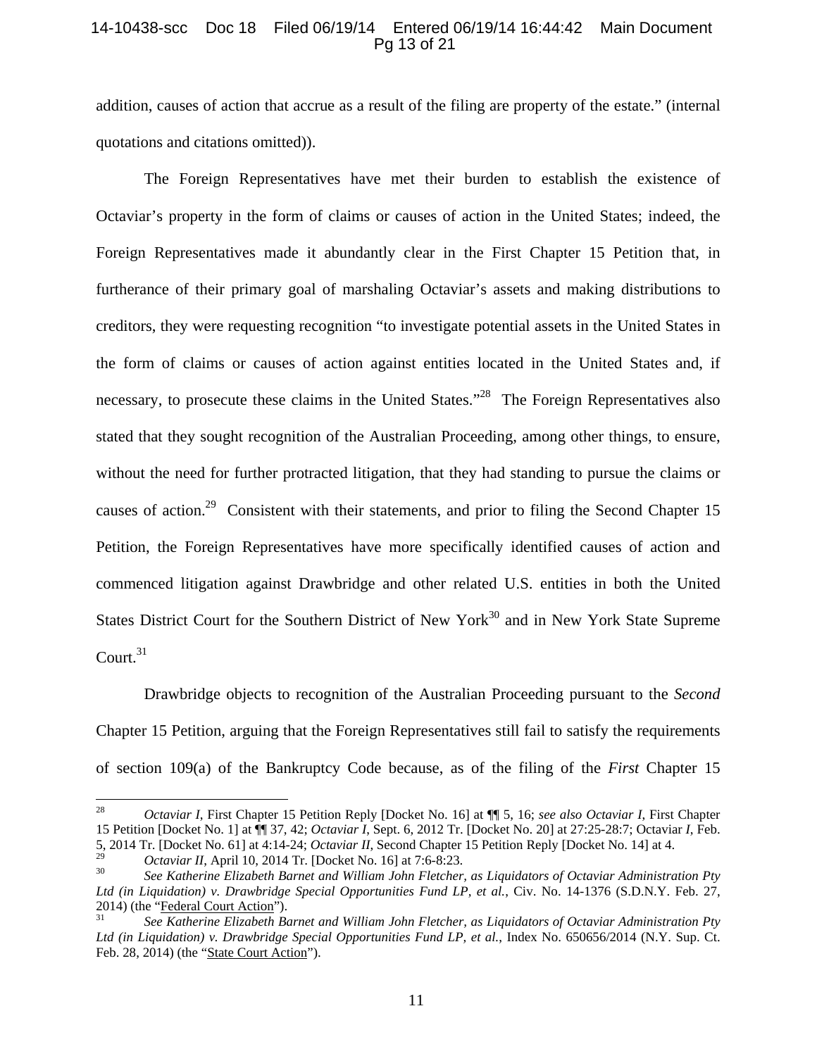addition, causes of action that accrue as a result of the filing are property of the estate." (internal quotations and citations omitted)).

The Foreign Representatives have met their burden to establish the existence of Octaviar's property in the form of claims or causes of action in the United States; indeed, the Foreign Representatives made it abundantly clear in the First Chapter 15 Petition that, in furtherance of their primary goal of marshaling Octaviar's assets and making distributions to creditors, they were requesting recognition "to investigate potential assets in the United States in the form of claims or causes of action against entities located in the United States and, if necessary, to prosecute these claims in the United States."[28] The Foreign Representatives also stated that they sought recognition of the Australian Proceeding, among other things, to ensure, without the need for further protracted litigation, that they had standing to pursue the claims or causes of action.[29] Consistent with their statements, and prior to filing the Second Chapter 15 Petition, the Foreign Representatives have more specifically identified causes of action and commenced litigation against Drawbridge and other related U.S. entities in both the United States District Court for the Southern District of New York[30] and in New York State Supreme Court.[31]

Drawbridge objects to recognition of the Australian Proceeding pursuant to the *Second* Chapter 15 Petition, arguing that the Foreign Representatives still fail to satisfy the requirements of section 109(a) of the Bankruptcy Code because, as of the filing of the *First* Chapter 15

---

[28] *Octaviar I*, First Chapter 15 Petition Reply [Docket No. 16] at ¶¶ 5, 16; *see also Octaviar I*, First Chapter 15 Petition [Docket No. 1] at ¶¶ 37, 42; *Octaviar I*, Sept. 6, 2012 Tr. [Docket No. 20] at 27:25-28:7; Octaviar *I*, Feb. 5, 2014 Tr. [Docket No. 61] at 4:14-24; *Octaviar II*, Second Chapter 15 Petition Reply [Docket No. 14] at 4.

[29] *Octaviar II*, April 10, 2014 Tr. [Docket No. 16] at 7:6-8:23.

[30] *See Katherine Elizabeth Barnet and William John Fletcher, as Liquidators of Octaviar Administration Pty Ltd (in Liquidation) v. Drawbridge Special Opportunities Fund LP, et al.*, Civ. No. 14-1376 (S.D.N.Y. Feb. 27, 2014) (the "Federal Court Action").

[31] *See Katherine Elizabeth Barnet and William John Fletcher, as Liquidators of Octaviar Administration Pty Ltd (in Liquidation) v. Drawbridge Special Opportunities Fund LP, et al.*, Index No. 650656/2014 (N.Y. Sup. Ct. Feb. 28, 2014) (the "State Court Action").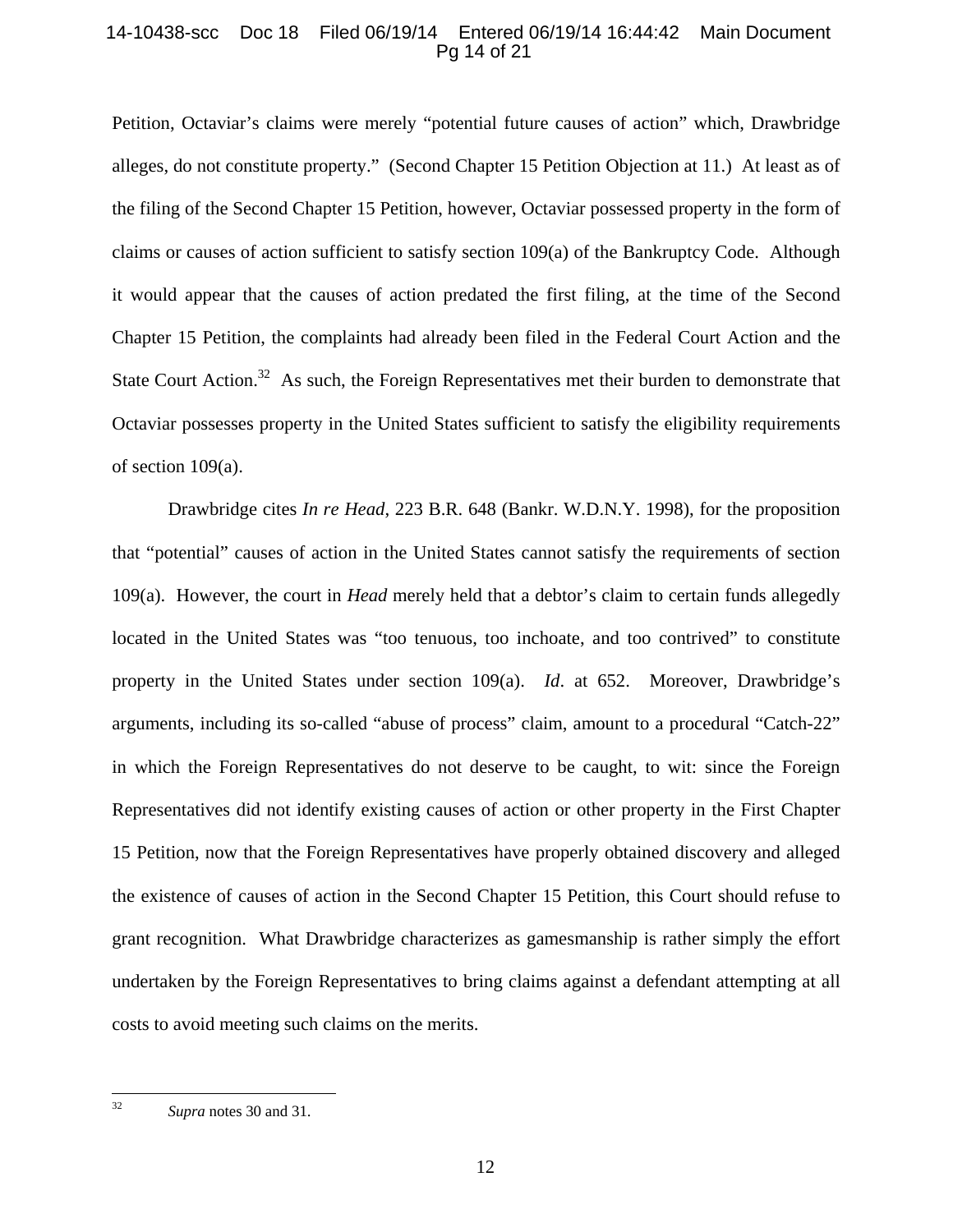Petition, Octaviar's claims were merely "potential future causes of action" which, Drawbridge alleges, do not constitute property." (Second Chapter 15 Petition Objection at 11.) At least as of the filing of the Second Chapter 15 Petition, however, Octaviar possessed property in the form of claims or causes of action sufficient to satisfy section 109(a) of the Bankruptcy Code. Although it would appear that the causes of action predated the first filing, at the time of the Second Chapter 15 Petition, the complaints had already been filed in the Federal Court Action and the State Court Action.[32] As such, the Foreign Representatives met their burden to demonstrate that Octaviar possesses property in the United States sufficient to satisfy the eligibility requirements of section 109(a).

Drawbridge cites *In re Head*, 223 B.R. 648 (Bankr. W.D.N.Y. 1998), for the proposition that "potential" causes of action in the United States cannot satisfy the requirements of section 109(a). However, the court in *Head* merely held that a debtor's claim to certain funds allegedly located in the United States was "too tenuous, too inchoate, and too contrived" to constitute property in the United States under section 109(a). *Id*. at 652. Moreover, Drawbridge's arguments, including its so-called "abuse of process" claim, amount to a procedural "Catch-22" in which the Foreign Representatives do not deserve to be caught, to wit: since the Foreign Representatives did not identify existing causes of action or other property in the First Chapter 15 Petition, now that the Foreign Representatives have properly obtained discovery and alleged the existence of causes of action in the Second Chapter 15 Petition, this Court should refuse to grant recognition. What Drawbridge characterizes as gamesmanship is rather simply the effort undertaken by the Foreign Representatives to bring claims against a defendant attempting at all costs to avoid meeting such claims on the merits.

---

[32] *Supra* notes 30 and 31.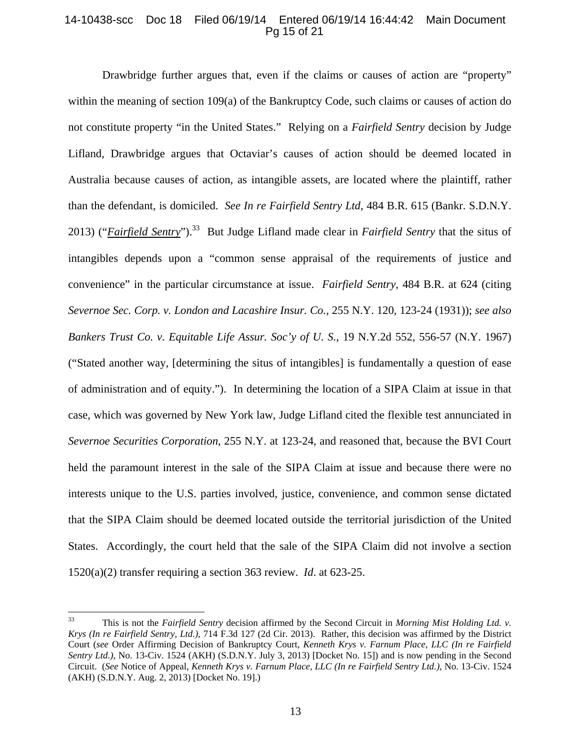Drawbridge further argues that, even if the claims or causes of action are "property" within the meaning of section 109(a) of the Bankruptcy Code, such claims or causes of action do not constitute property "in the United States." Relying on a *Fairfield Sentry* decision by Judge Lifland, Drawbridge argues that Octaviar's causes of action should be deemed located in Australia because causes of action, as intangible assets, are located where the plaintiff, rather than the defendant, is domiciled. *See In re Fairfield Sentry Ltd*, 484 B.R. 615 (Bankr. S.D.N.Y. 2013) ("***Fairfield Sentry***").[33] But Judge Lifland made clear in *Fairfield Sentry* that the situs of intangibles depends upon a "common sense appraisal of the requirements of justice and convenience" in the particular circumstance at issue. *Fairfield Sentry*, 484 B.R. at 624 (citing *Severnoe Sec. Corp. v. London and Lacashire Insur. Co.*, 255 N.Y. 120, 123-24 (1931)); *see also Bankers Trust Co. v. Equitable Life Assur. Soc'y of U. S.*, 19 N.Y.2d 552, 556-57 (N.Y. 1967) ("Stated another way, [determining the situs of intangibles] is fundamentally a question of ease of administration and of equity."). In determining the location of a SIPA Claim at issue in that case, which was governed by New York law, Judge Lifland cited the flexible test annunciated in *Severnoe Securities Corporation*, 255 N.Y. at 123-24, and reasoned that, because the BVI Court held the paramount interest in the sale of the SIPA Claim at issue and because there were no interests unique to the U.S. parties involved, justice, convenience, and common sense dictated that the SIPA Claim should be deemed located outside the territorial jurisdiction of the United States. Accordingly, the court held that the sale of the SIPA Claim did not involve a section 1520(a)(2) transfer requiring a section 363 review. *Id*. at 623-25.

---

[33] This is not the *Fairfield Sentry* decision affirmed by the Second Circuit in *Morning Mist Holding Ltd. v. Krys (In re Fairfield Sentry, Ltd.)*, 714 F.3d 127 (2d Cir. 2013). Rather, this decision was affirmed by the District Court (*see* Order Affirming Decision of Bankruptcy Court, *Kenneth Krys v. Farnum Place, LLC (In re Fairfield Sentry Ltd.)*, No. 13-Civ. 1524 (AKH) (S.D.N.Y. July 3, 2013) [Docket No. 15]) and is now pending in the Second Circuit. (*See* Notice of Appeal, *Kenneth Krys v. Farnum Place, LLC (In re Fairfield Sentry Ltd.)*, No. 13-Civ. 1524 (AKH) (S.D.N.Y. Aug. 2, 2013) [Docket No. 19].)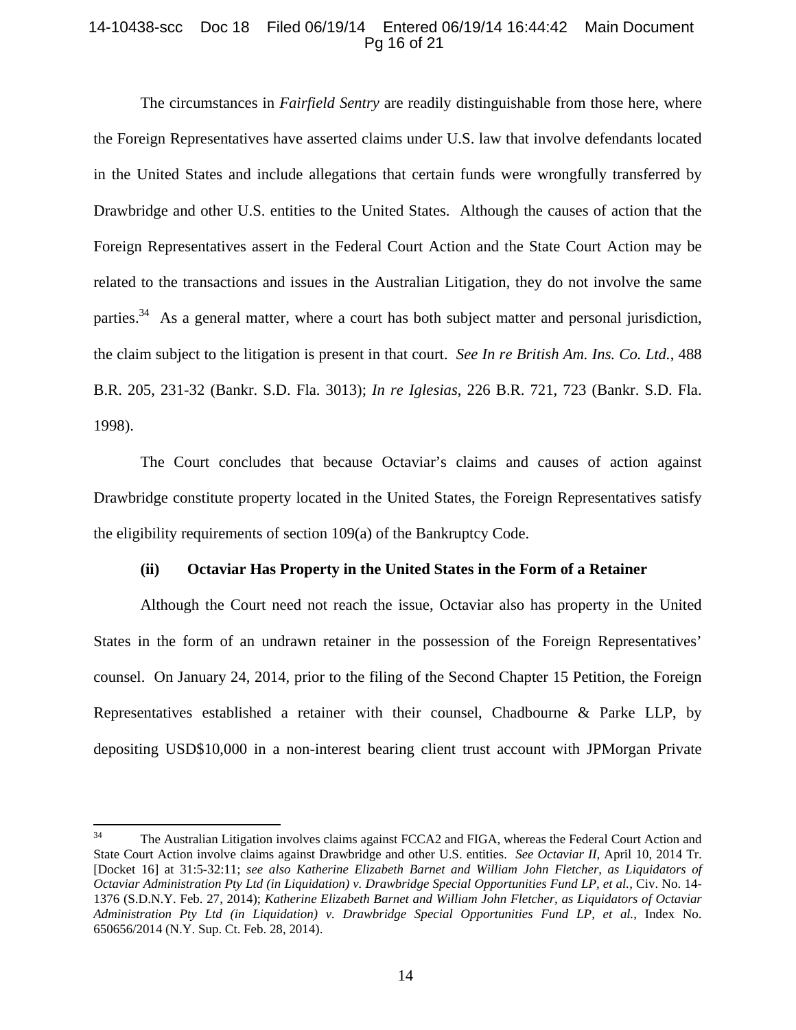The circumstances in *Fairfield Sentry* are readily distinguishable from those here, where the Foreign Representatives have asserted claims under U.S. law that involve defendants located in the United States and include allegations that certain funds were wrongfully transferred by Drawbridge and other U.S. entities to the United States. Although the causes of action that the Foreign Representatives assert in the Federal Court Action and the State Court Action may be related to the transactions and issues in the Australian Litigation, they do not involve the same parties.[34] As a general matter, where a court has both subject matter and personal jurisdiction, the claim subject to the litigation is present in that court. *See In re British Am. Ins. Co. Ltd.*, 488 B.R. 205, 231-32 (Bankr. S.D. Fla. 3013); *In re Iglesias*, 226 B.R. 721, 723 (Bankr. S.D. Fla. 1998).

The Court concludes that because Octaviar's claims and causes of action against Drawbridge constitute property located in the United States, the Foreign Representatives satisfy the eligibility requirements of section 109(a) of the Bankruptcy Code.

**(ii) Octaviar Has Property in the United States in the Form of a Retainer**

Although the Court need not reach the issue, Octaviar also has property in the United States in the form of an undrawn retainer in the possession of the Foreign Representatives' counsel. On January 24, 2014, prior to the filing of the Second Chapter 15 Petition, the Foreign Representatives established a retainer with their counsel, Chadbourne & Parke LLP, by depositing USD$10,000 in a non-interest bearing client trust account with JPMorgan Private

---

[34] The Australian Litigation involves claims against FCCA2 and FIGA, whereas the Federal Court Action and State Court Action involve claims against Drawbridge and other U.S. entities. *See Octaviar II*, April 10, 2014 Tr. [Docket 16] at 31:5-32:11; *see also Katherine Elizabeth Barnet and William John Fletcher, as Liquidators of Octaviar Administration Pty Ltd (in Liquidation) v. Drawbridge Special Opportunities Fund LP, et al.*, Civ. No. 14-1376 (S.D.N.Y. Feb. 27, 2014); *Katherine Elizabeth Barnet and William John Fletcher, as Liquidators of Octaviar Administration Pty Ltd (in Liquidation) v. Drawbridge Special Opportunities Fund LP, et al.*, Index No. 650656/2014 (N.Y. Sup. Ct. Feb. 28, 2014).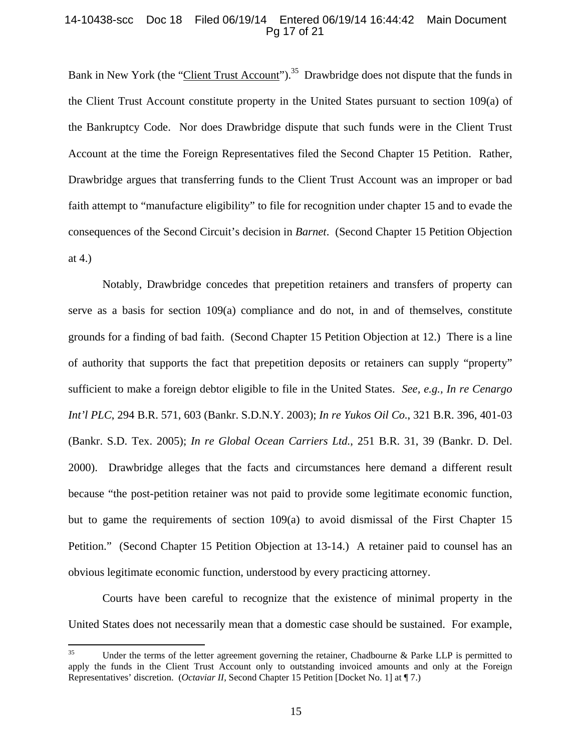Bank in New York (the "Client Trust Account").[35] Drawbridge does not dispute that the funds in the Client Trust Account constitute property in the United States pursuant to section 109(a) of the Bankruptcy Code. Nor does Drawbridge dispute that such funds were in the Client Trust Account at the time the Foreign Representatives filed the Second Chapter 15 Petition. Rather, Drawbridge argues that transferring funds to the Client Trust Account was an improper or bad faith attempt to "manufacture eligibility" to file for recognition under chapter 15 and to evade the consequences of the Second Circuit's decision in *Barnet*. (Second Chapter 15 Petition Objection at 4.)

Notably, Drawbridge concedes that prepetition retainers and transfers of property can serve as a basis for section 109(a) compliance and do not, in and of themselves, constitute grounds for a finding of bad faith. (Second Chapter 15 Petition Objection at 12.) There is a line of authority that supports the fact that prepetition deposits or retainers can supply "property" sufficient to make a foreign debtor eligible to file in the United States. *See, e.g., In re Cenargo Int'l PLC*, 294 B.R. 571, 603 (Bankr. S.D.N.Y. 2003); *In re Yukos Oil Co.*, 321 B.R. 396, 401-03 (Bankr. S.D. Tex. 2005); *In re Global Ocean Carriers Ltd.*, 251 B.R. 31, 39 (Bankr. D. Del. 2000). Drawbridge alleges that the facts and circumstances here demand a different result because "the post-petition retainer was not paid to provide some legitimate economic function, but to game the requirements of section 109(a) to avoid dismissal of the First Chapter 15 Petition." (Second Chapter 15 Petition Objection at 13-14.) A retainer paid to counsel has an obvious legitimate economic function, understood by every practicing attorney.

Courts have been careful to recognize that the existence of minimal property in the United States does not necessarily mean that a domestic case should be sustained. For example,

[35] Under the terms of the letter agreement governing the retainer, Chadbourne & Parke LLP is permitted to apply the funds in the Client Trust Account only to outstanding invoiced amounts and only at the Foreign Representatives' discretion. (*Octaviar II*, Second Chapter 15 Petition [Docket No. 1] at ¶ 7.)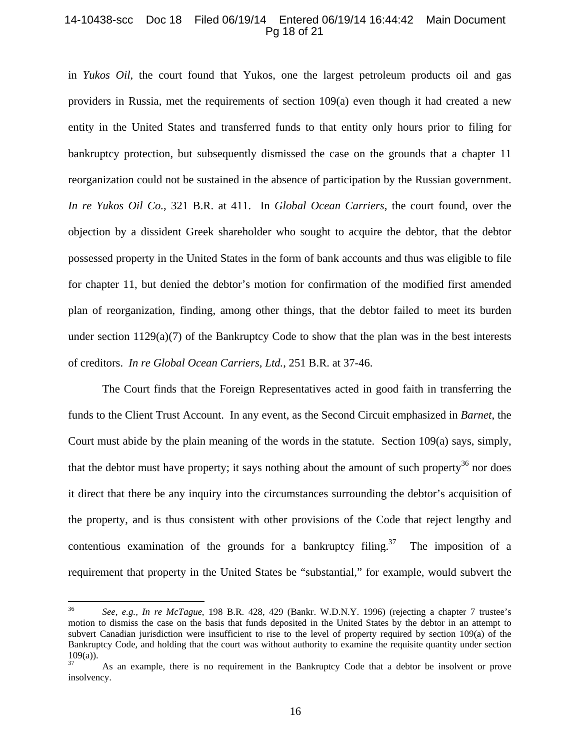in *Yukos Oil*, the court found that Yukos, one the largest petroleum products oil and gas providers in Russia, met the requirements of section 109(a) even though it had created a new entity in the United States and transferred funds to that entity only hours prior to filing for bankruptcy protection, but subsequently dismissed the case on the grounds that a chapter 11 reorganization could not be sustained in the absence of participation by the Russian government. *In re Yukos Oil Co.*, 321 B.R. at 411. In *Global Ocean Carriers*, the court found, over the objection by a dissident Greek shareholder who sought to acquire the debtor, that the debtor possessed property in the United States in the form of bank accounts and thus was eligible to file for chapter 11, but denied the debtor's motion for confirmation of the modified first amended plan of reorganization, finding, among other things, that the debtor failed to meet its burden under section 1129(a)(7) of the Bankruptcy Code to show that the plan was in the best interests of creditors. *In re Global Ocean Carriers, Ltd.*, 251 B.R. at 37-46.

The Court finds that the Foreign Representatives acted in good faith in transferring the funds to the Client Trust Account. In any event, as the Second Circuit emphasized in *Barnet*, the Court must abide by the plain meaning of the words in the statute. Section 109(a) says, simply, that the debtor must have property; it says nothing about the amount of such property[36] nor does it direct that there be any inquiry into the circumstances surrounding the debtor's acquisition of the property, and is thus consistent with other provisions of the Code that reject lengthy and contentious examination of the grounds for a bankruptcy filing.[37] The imposition of a requirement that property in the United States be "substantial," for example, would subvert the

---

[36] *See, e.g., In re McTague*, 198 B.R. 428, 429 (Bankr. W.D.N.Y. 1996) (rejecting a chapter 7 trustee's motion to dismiss the case on the basis that funds deposited in the United States by the debtor in an attempt to subvert Canadian jurisdiction were insufficient to rise to the level of property required by section 109(a) of the Bankruptcy Code, and holding that the court was without authority to examine the requisite quantity under section 109(a)).

[37] As an example, there is no requirement in the Bankruptcy Code that a debtor be insolvent or prove insolvency.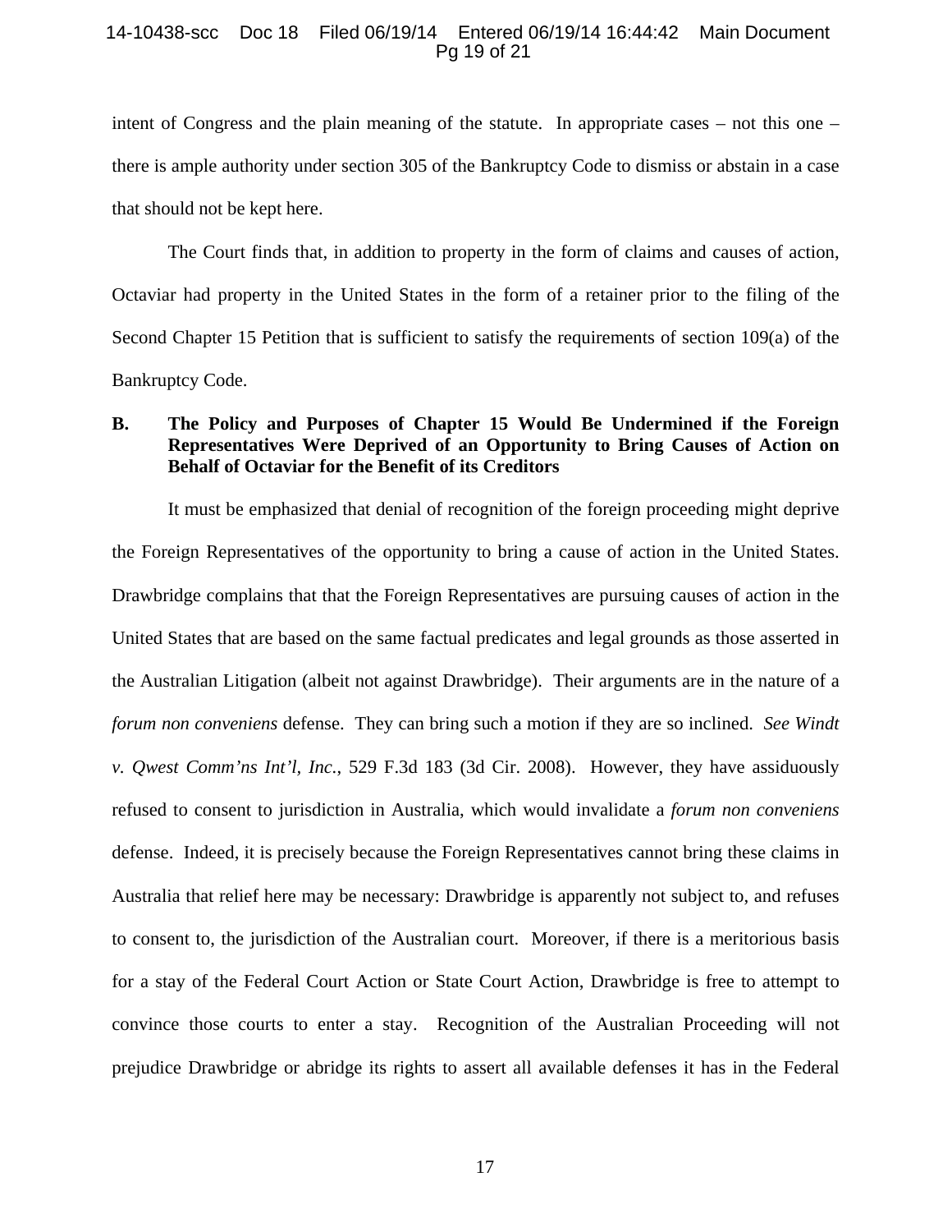intent of Congress and the plain meaning of the statute. In appropriate cases – not this one – there is ample authority under section 305 of the Bankruptcy Code to dismiss or abstain in a case that should not be kept here.

The Court finds that, in addition to property in the form of claims and causes of action, Octaviar had property in the United States in the form of a retainer prior to the filing of the Second Chapter 15 Petition that is sufficient to satisfy the requirements of section 109(a) of the Bankruptcy Code.

### B. The Policy and Purposes of Chapter 15 Would Be Undermined if the Foreign Representatives Were Deprived of an Opportunity to Bring Causes of Action on Behalf of Octaviar for the Benefit of its Creditors

It must be emphasized that denial of recognition of the foreign proceeding might deprive the Foreign Representatives of the opportunity to bring a cause of action in the United States. Drawbridge complains that that the Foreign Representatives are pursuing causes of action in the United States that are based on the same factual predicates and legal grounds as those asserted in the Australian Litigation (albeit not against Drawbridge). Their arguments are in the nature of a *forum non conveniens* defense. They can bring such a motion if they are so inclined. *See Windt v. Qwest Comm'ns Int'l, Inc.*, 529 F.3d 183 (3d Cir. 2008). However, they have assiduously refused to consent to jurisdiction in Australia, which would invalidate a *forum non conveniens* defense. Indeed, it is precisely because the Foreign Representatives cannot bring these claims in Australia that relief here may be necessary: Drawbridge is apparently not subject to, and refuses to consent to, the jurisdiction of the Australian court. Moreover, if there is a meritorious basis for a stay of the Federal Court Action or State Court Action, Drawbridge is free to attempt to convince those courts to enter a stay. Recognition of the Australian Proceeding will not prejudice Drawbridge or abridge its rights to assert all available defenses it has in the Federal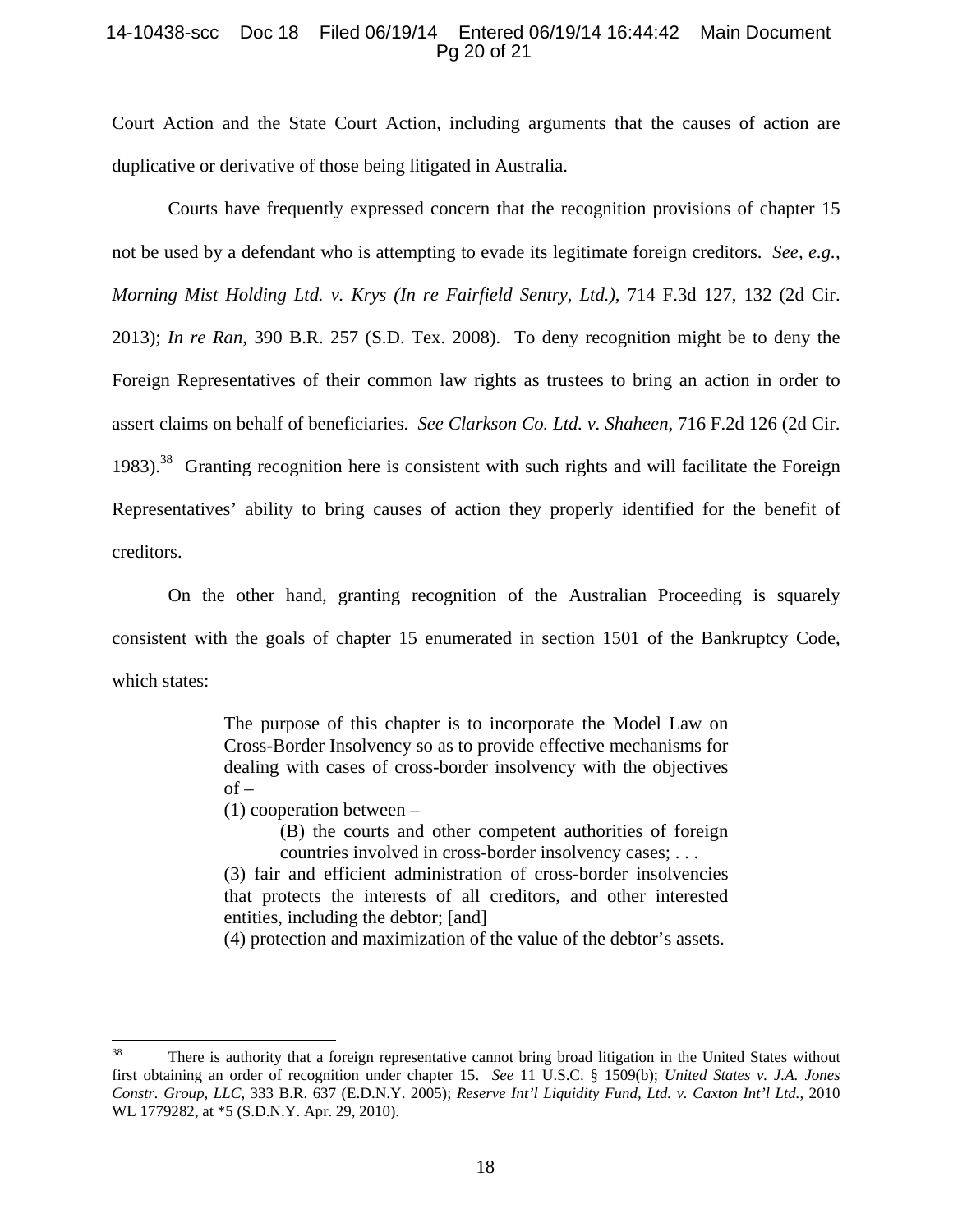Court Action and the State Court Action, including arguments that the causes of action are duplicative or derivative of those being litigated in Australia.

Courts have frequently expressed concern that the recognition provisions of chapter 15 not be used by a defendant who is attempting to evade its legitimate foreign creditors. *See, e.g., Morning Mist Holding Ltd. v. Krys (In re Fairfield Sentry, Ltd.)*, 714 F.3d 127, 132 (2d Cir. 2013); *In re Ran*, 390 B.R. 257 (S.D. Tex. 2008). To deny recognition might be to deny the Foreign Representatives of their common law rights as trustees to bring an action in order to assert claims on behalf of beneficiaries. *See Clarkson Co. Ltd. v. Shaheen*, 716 F.2d 126 (2d Cir. 1983).[38] Granting recognition here is consistent with such rights and will facilitate the Foreign Representatives' ability to bring causes of action they properly identified for the benefit of creditors.

On the other hand, granting recognition of the Australian Proceeding is squarely consistent with the goals of chapter 15 enumerated in section 1501 of the Bankruptcy Code, which states:

> The purpose of this chapter is to incorporate the Model Law on Cross-Border Insolvency so as to provide effective mechanisms for dealing with cases of cross-border insolvency with the objectives of –
>
> (1) cooperation between –
>
> > (B) the courts and other competent authorities of foreign countries involved in cross-border insolvency cases; . . .
>
> (3) fair and efficient administration of cross-border insolvencies that protects the interests of all creditors, and other interested entities, including the debtor; [and]
>
> (4) protection and maximization of the value of the debtor's assets.

---

[38] There is authority that a foreign representative cannot bring broad litigation in the United States without first obtaining an order of recognition under chapter 15. *See* 11 U.S.C. § 1509(b); *United States v. J.A. Jones Constr. Group, LLC*, 333 B.R. 637 (E.D.N.Y. 2005); *Reserve Int'l Liquidity Fund, Ltd. v. Caxton Int'l Ltd.*, 2010 WL 1779282, at *5 (S.D.N.Y. Apr. 29, 2010).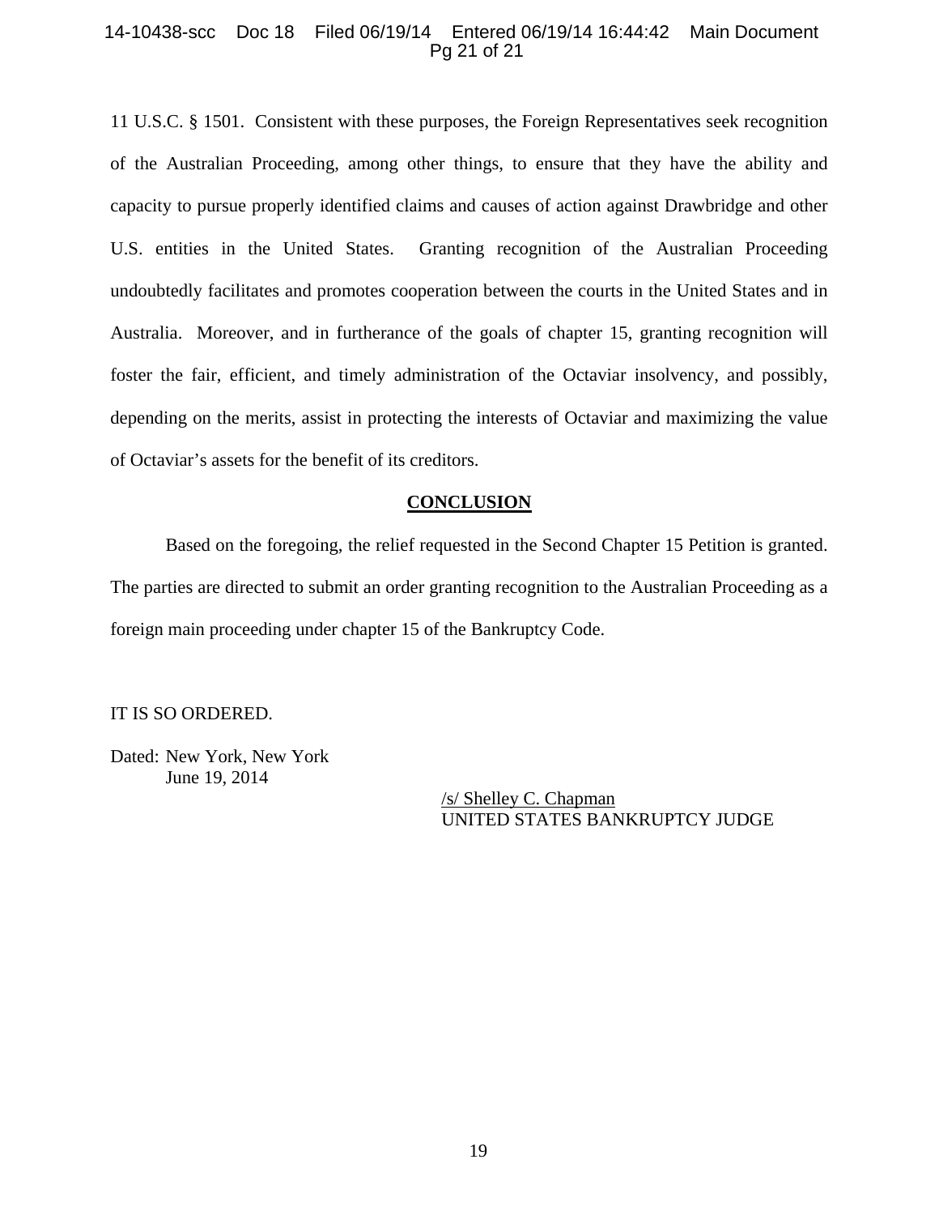11 U.S.C. § 1501. Consistent with these purposes, the Foreign Representatives seek recognition of the Australian Proceeding, among other things, to ensure that they have the ability and capacity to pursue properly identified claims and causes of action against Drawbridge and other U.S. entities in the United States. Granting recognition of the Australian Proceeding undoubtedly facilitates and promotes cooperation between the courts in the United States and in Australia. Moreover, and in furtherance of the goals of chapter 15, granting recognition will foster the fair, efficient, and timely administration of the Octaviar insolvency, and possibly, depending on the merits, assist in protecting the interests of Octaviar and maximizing the value of Octaviar's assets for the benefit of its creditors.

## CONCLUSION

Based on the foregoing, the relief requested in the Second Chapter 15 Petition is granted. The parties are directed to submit an order granting recognition to the Australian Proceeding as a foreign main proceeding under chapter 15 of the Bankruptcy Code.

IT IS SO ORDERED.

Dated: New York, New York
June 19, 2014

/s/ Shelley C. Chapman
UNITED STATES BANKRUPTCY JUDGE